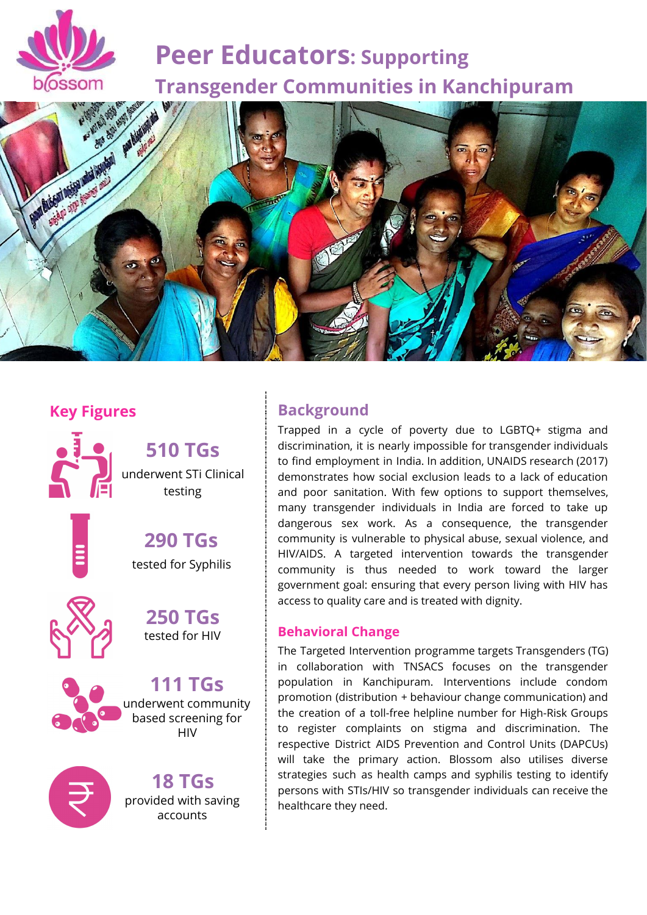# Peer Educators: Supporting Transgender Communities in Kanchipuram

## Key Figures

**510 TGs**
underwent STi Clinical testing

**290 TGs**
tested for Syphilis

**250 TGs**
tested for HIV

**111 TGs**
underwent community based screening for HIV

**18 TGs**
provided with saving accounts

## Background

Trapped in a cycle of poverty due to LGBTQ+ stigma and discrimination, it is nearly impossible for transgender individuals to find employment in India. In addition, UNAIDS research (2017) demonstrates how social exclusion leads to a lack of education and poor sanitation. With few options to support themselves, many transgender individuals in India are forced to take up dangerous sex work. As a consequence, the transgender community is vulnerable to physical abuse, sexual violence, and HIV/AIDS. A targeted intervention towards the transgender community is thus needed to work toward the larger government goal: ensuring that every person living with HIV has access to quality care and is treated with dignity.

### Behavioral Change

The Targeted Intervention programme targets Transgenders (TG) in collaboration with TNSACS focuses on the transgender population in Kanchipuram. Interventions include condom promotion (distribution + behaviour change communication) and the creation of a toll-free helpline number for High-Risk Groups to register complaints on stigma and discrimination. The respective District AIDS Prevention and Control Units (DAPCUs) will take the primary action. Blossom also utilises diverse strategies such as health camps and syphilis testing to identify persons with STIs/HIV so transgender individuals can receive the healthcare they need.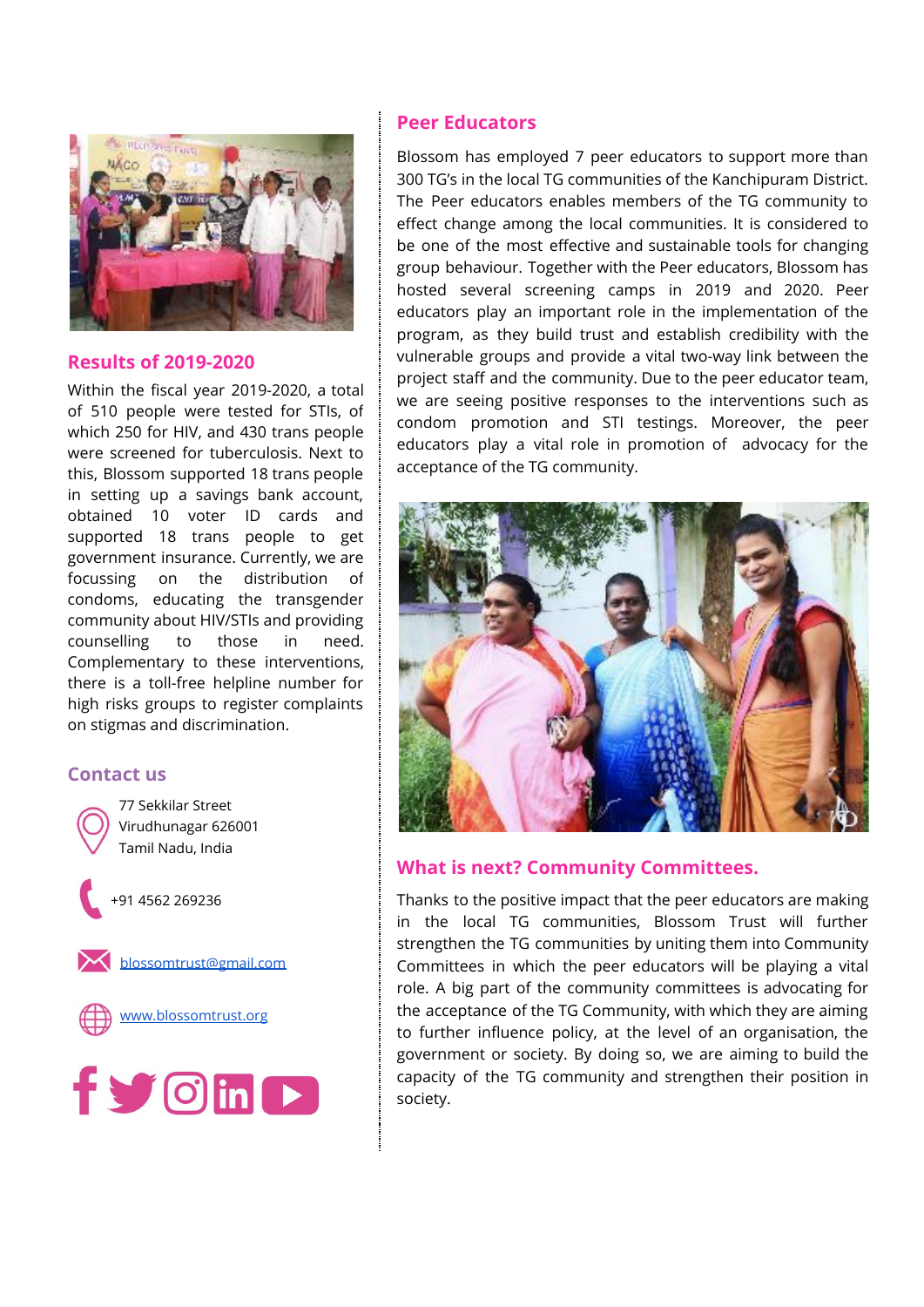## Results of 2019-2020

Within the fiscal year 2019-2020, a total of 510 people were tested for STIs, of which 250 for HIV, and 430 trans people were screened for tuberculosis. Next to this, Blossom supported 18 trans people in setting up a savings bank account, obtained 10 voter ID cards and supported 18 trans people to get government insurance. Currently, we are focussing on the distribution of condoms, educating the transgender community about HIV/STIs and providing counselling to those in need. Complementary to these interventions, there is a toll-free helpline number for high risks groups to register complaints on stigmas and discrimination.

## Contact us

77 Sekkilar Street
Virudhunagar 626001
Tamil Nadu, India

+91 4562 269236

blossomtrust@gmail.com

www.blossomtrust.org

## Peer Educators

Blossom has employed 7 peer educators to support more than 300 TG's in the local TG communities of the Kanchipuram District. The Peer educators enables members of the TG community to effect change among the local communities. It is considered to be one of the most effective and sustainable tools for changing group behaviour. Together with the Peer educators, Blossom has hosted several screening camps in 2019 and 2020. Peer educators play an important role in the implementation of the program, as they build trust and establish credibility with the vulnerable groups and provide a vital two-way link between the project staff and the community. Due to the peer educator team, we are seeing positive responses to the interventions such as condom promotion and STI testings. Moreover, the peer educators play a vital role in promotion of advocacy for the acceptance of the TG community.

## What is next? Community Committees.

Thanks to the positive impact that the peer educators are making in the local TG communities, Blossom Trust will further strengthen the TG communities by uniting them into Community Committees in which the peer educators will be playing a vital role. A big part of the community committees is advocating for the acceptance of the TG Community, with which they are aiming to further influence policy, at the level of an organisation, the government or society. By doing so, we are aiming to build the capacity of the TG community and strengthen their position in society.